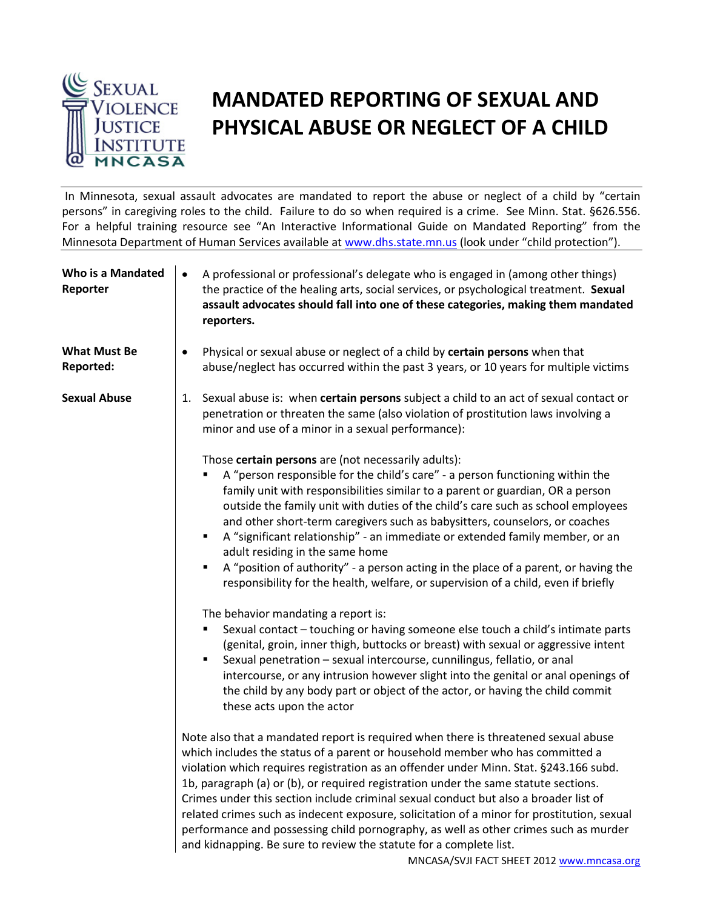# MANDATED REPORTING OF SEXUAL AND PHYSICAL ABUSE OR NEGLECT OF A CHILD

In Minnesota, sexual assault advocates are mandated to report the abuse or neglect of a child by "certain persons" in caregiving roles to the child. Failure to do so when required is a crime. See Minn. Stat. §626.556. For a helpful training resource see "An Interactive Informational Guide on Mandated Reporting" from the Minnesota Department of Human Services available at [www.dhs.state.mn.us](http://www.dhs.state.mn.us) (look under "child protection").

**Who is a Mandated Reporter**

- A professional or professional's delegate who is engaged in (among other things) the practice of the healing arts, social services, or psychological treatment. **Sexual assault advocates should fall into one of these categories, making them mandated reporters.**

**What Must Be Reported:**

- Physical or sexual abuse or neglect of a child by **certain persons** when that abuse/neglect has occurred within the past 3 years, or 10 years for multiple victims

**Sexual Abuse**

1. Sexual abuse is: when **certain persons** subject a child to an act of sexual contact or penetration or threaten the same (also violation of prostitution laws involving a minor and use of a minor in a sexual performance):

   Those **certain persons** are (not necessarily adults):
   - A "person responsible for the child's care" - a person functioning within the family unit with responsibilities similar to a parent or guardian, OR a person outside the family unit with duties of the child's care such as school employees and other short-term caregivers such as babysitters, counselors, or coaches
   - A "significant relationship" - an immediate or extended family member, or an adult residing in the same home
   - A "position of authority" - a person acting in the place of a parent, or having the responsibility for the health, welfare, or supervision of a child, even if briefly

   The behavior mandating a report is:
   - Sexual contact – touching or having someone else touch a child's intimate parts (genital, groin, inner thigh, buttocks or breast) with sexual or aggressive intent
   - Sexual penetration – sexual intercourse, cunnilingus, fellatio, or anal intercourse, or any intrusion however slight into the genital or anal openings of the child by any body part or object of the actor, or having the child commit these acts upon the actor

Note also that a mandated report is required when there is threatened sexual abuse which includes the status of a parent or household member who has committed a violation which requires registration as an offender under Minn. Stat. §243.166 subd. 1b, paragraph (a) or (b), or required registration under the same statute sections. Crimes under this section include criminal sexual conduct but also a broader list of related crimes such as indecent exposure, solicitation of a minor for prostitution, sexual performance and possessing child pornography, as well as other crimes such as murder and kidnapping. Be sure to review the statute for a complete list.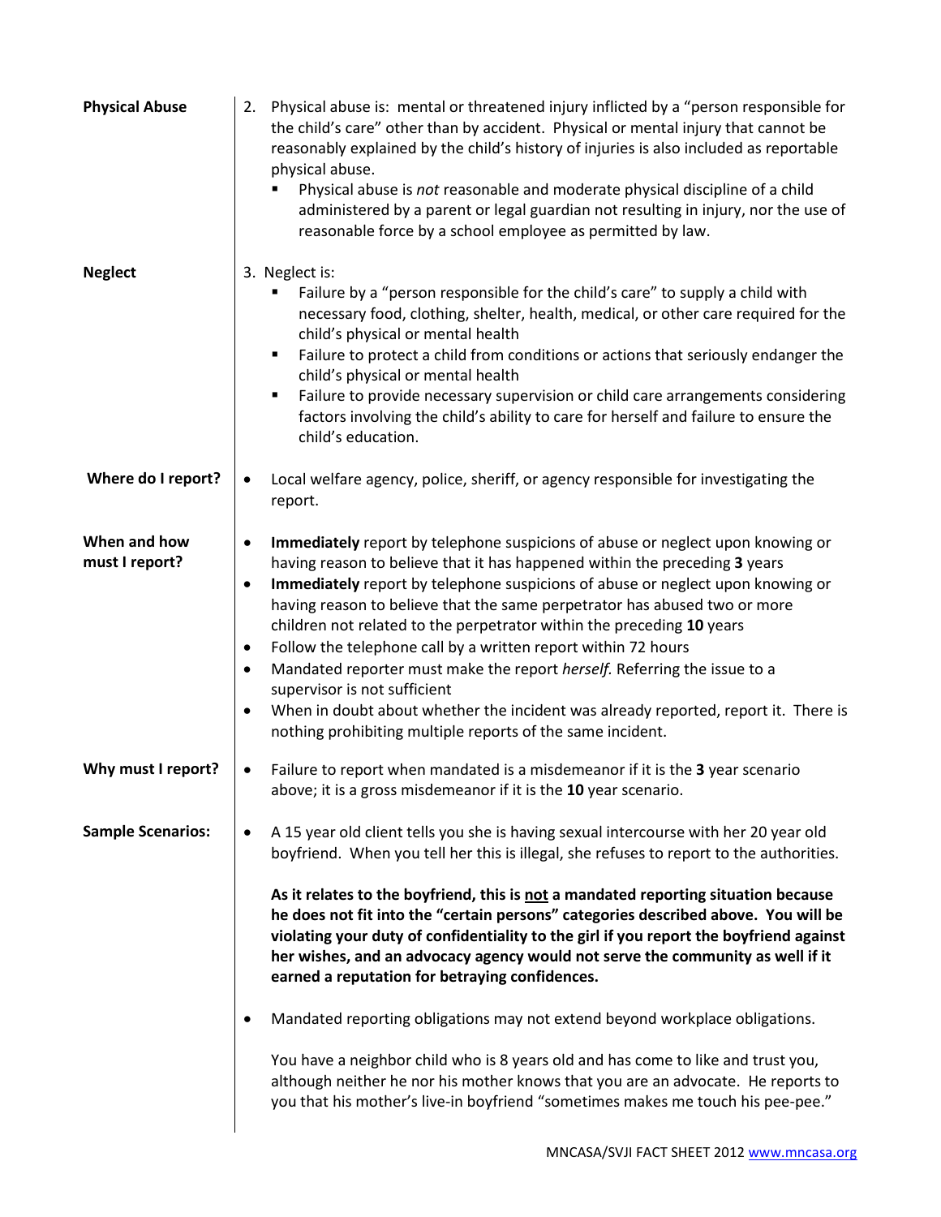**Physical Abuse**

2. Physical abuse is: mental or threatened injury inflicted by a "person responsible for the child's care" other than by accident. Physical or mental injury that cannot be reasonably explained by the child's history of injuries is also included as reportable physical abuse.
   - Physical abuse is *not* reasonable and moderate physical discipline of a child administered by a parent or legal guardian not resulting in injury, nor the use of reasonable force by a school employee as permitted by law.

**Neglect**

3. Neglect is:
   - Failure by a "person responsible for the child's care" to supply a child with necessary food, clothing, shelter, health, medical, or other care required for the child's physical or mental health
   - Failure to protect a child from conditions or actions that seriously endanger the child's physical or mental health
   - Failure to provide necessary supervision or child care arrangements considering factors involving the child's ability to care for herself and failure to ensure the child's education.

**Where do I report?**

- Local welfare agency, police, sheriff, or agency responsible for investigating the report.

**When and how must I report?**

- **Immediately** report by telephone suspicions of abuse or neglect upon knowing or having reason to believe that it has happened within the preceding **3** years
- **Immediately** report by telephone suspicions of abuse or neglect upon knowing or having reason to believe that the same perpetrator has abused two or more children not related to the perpetrator within the preceding **10** years
- Follow the telephone call by a written report within 72 hours
- Mandated reporter must make the report *herself*. Referring the issue to a supervisor is not sufficient
- When in doubt about whether the incident was already reported, report it. There is nothing prohibiting multiple reports of the same incident.

**Why must I report?**

- Failure to report when mandated is a misdemeanor if it is the **3** year scenario above; it is a gross misdemeanor if it is the **10** year scenario.

**Sample Scenarios:**

- A 15 year old client tells you she is having sexual intercourse with her 20 year old boyfriend. When you tell her this is illegal, she refuses to report to the authorities.

  **As it relates to the boyfriend, this is <u>not</u> a mandated reporting situation because he does not fit into the "certain persons" categories described above. You will be violating your duty of confidentiality to the girl if you report the boyfriend against her wishes, and an advocacy agency would not serve the community as well if it earned a reputation for betraying confidences.**

- Mandated reporting obligations may not extend beyond workplace obligations.

  You have a neighbor child who is 8 years old and has come to like and trust you, although neither he nor his mother knows that you are an advocate. He reports to you that his mother's live-in boyfriend "sometimes makes me touch his pee-pee."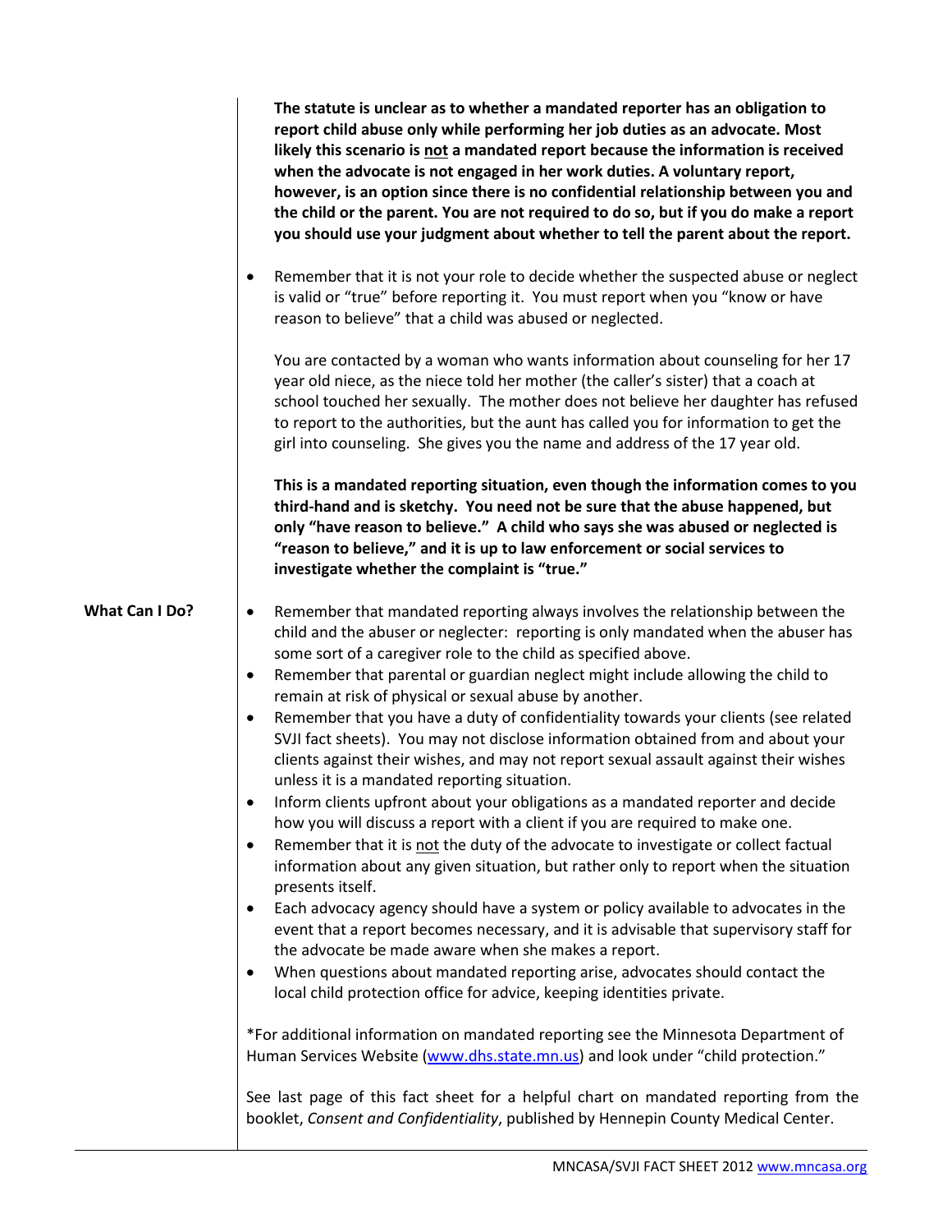**The statute is unclear as to whether a mandated reporter has an obligation to report child abuse only while performing her job duties as an advocate. Most likely this scenario is not a mandated report because the information is received when the advocate is not engaged in her work duties. A voluntary report, however, is an option since there is no confidential relationship between you and the child or the parent. You are not required to do so, but if you do make a report you should use your judgment about whether to tell the parent about the report.**

- Remember that it is not your role to decide whether the suspected abuse or neglect is valid or "true" before reporting it. You must report when you "know or have reason to believe" that a child was abused or neglected.

  You are contacted by a woman who wants information about counseling for her 17 year old niece, as the niece told her mother (the caller's sister) that a coach at school touched her sexually. The mother does not believe her daughter has refused to report to the authorities, but the aunt has called you for information to get the girl into counseling. She gives you the name and address of the 17 year old.

  **This is a mandated reporting situation, even though the information comes to you third-hand and is sketchy. You need not be sure that the abuse happened, but only "have reason to believe." A child who says she was abused or neglected is "reason to believe," and it is up to law enforcement or social services to investigate whether the complaint is "true."**

## What Can I Do?

- Remember that mandated reporting always involves the relationship between the child and the abuser or neglecter: reporting is only mandated when the abuser has some sort of a caregiver role to the child as specified above.
- Remember that parental or guardian neglect might include allowing the child to remain at risk of physical or sexual abuse by another.
- Remember that you have a duty of confidentiality towards your clients (see related SVJI fact sheets). You may not disclose information obtained from and about your clients against their wishes, and may not report sexual assault against their wishes unless it is a mandated reporting situation.
- Inform clients upfront about your obligations as a mandated reporter and decide how you will discuss a report with a client if you are required to make one.
- Remember that it is not the duty of the advocate to investigate or collect factual information about any given situation, but rather only to report when the situation presents itself.
- Each advocacy agency should have a system or policy available to advocates in the event that a report becomes necessary, and it is advisable that supervisory staff for the advocate be made aware when she makes a report.
- When questions about mandated reporting arise, advocates should contact the local child protection office for advice, keeping identities private.

*For additional information on mandated reporting see the Minnesota Department of Human Services Website (www.dhs.state.mn.us) and look under "child protection."

See last page of this fact sheet for a helpful chart on mandated reporting from the booklet, *Consent and Confidentiality*, published by Hennepin County Medical Center.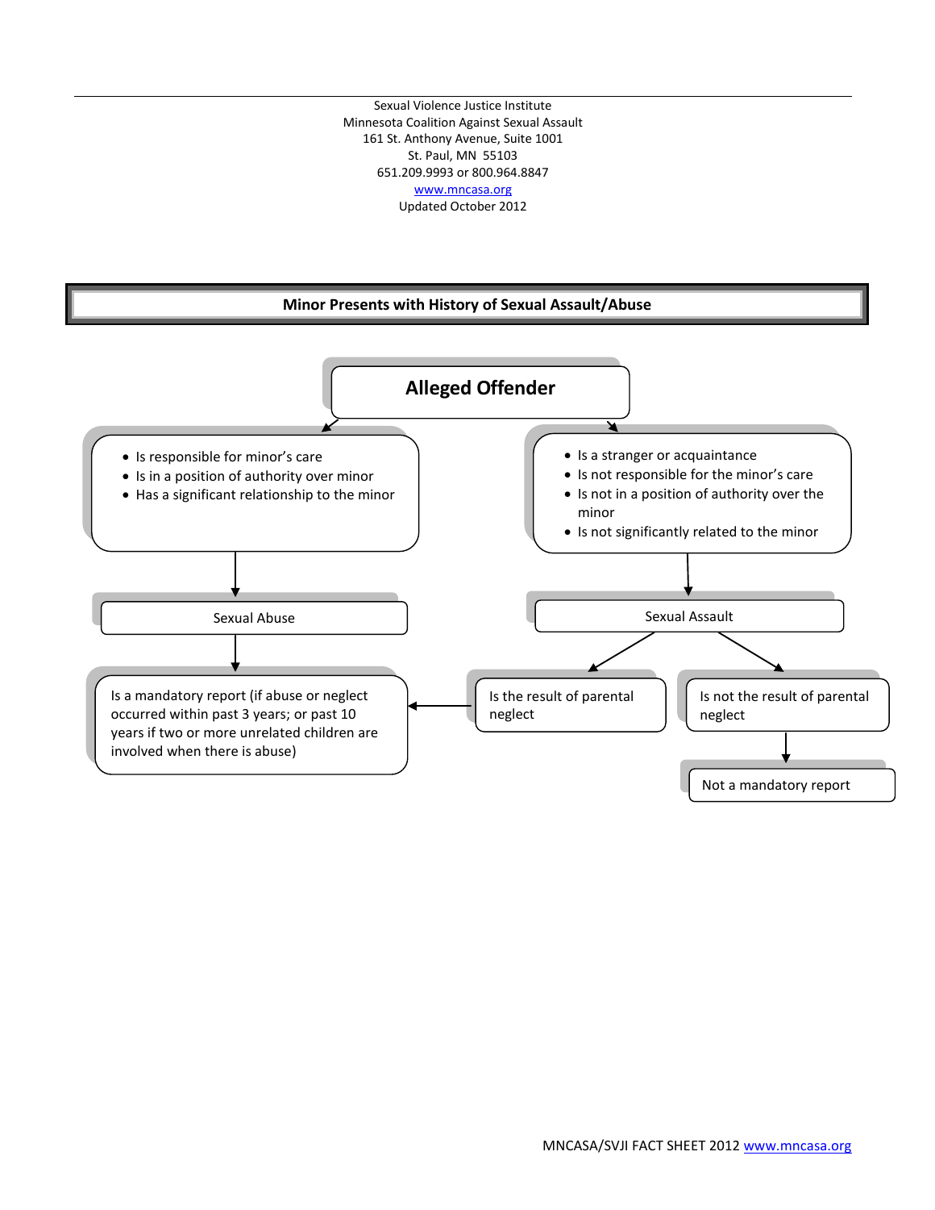Sexual Violence Justice Institute
Minnesota Coalition Against Sexual Assault
161 St. Anthony Avenue, Suite 1001
St. Paul, MN 55103
651.209.9993 or 800.964.8847
www.mncasa.org
Updated October 2012

## Minor Presents with History of Sexual Assault/Abuse

**Alleged Offender**

- Is responsible for minor's care
- Is in a position of authority over minor
- Has a significant relationship to the minor

Sexual Abuse

Is a mandatory report (if abuse or neglect occurred within past 3 years; or past 10 years if two or more unrelated children are involved when there is abuse)

- Is a stranger or acquaintance
- Is not responsible for the minor's care
- Is not in a position of authority over the minor
- Is not significantly related to the minor

Sexual Assault

Is the result of parental neglect

Is not the result of parental neglect

Not a mandatory report

MNCASA/SVJI FACT SHEET 2012 www.mncasa.org